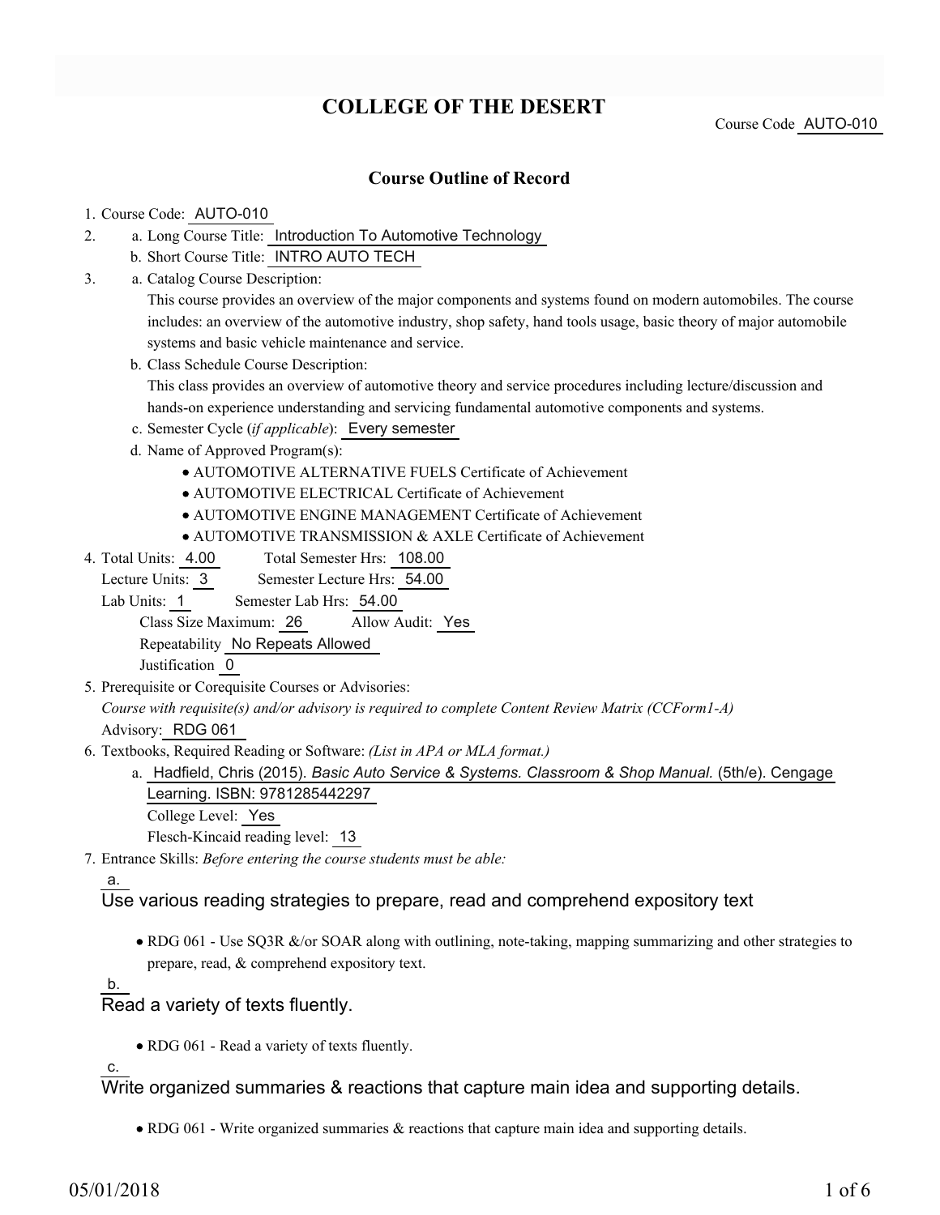# COLLEGE OF THE DESERT

Course Code AUTO-010

## Course Outline of Record

1. Course Code: AUTO-010
2. a. Long Course Title: Introduction To Automotive Technology
   b. Short Course Title: INTRO AUTO TECH
3. a. Catalog Course Description:
   This course provides an overview of the major components and systems found on modern automobiles. The course includes: an overview of the automotive industry, shop safety, hand tools usage, basic theory of major automobile systems and basic vehicle maintenance and service.
   b. Class Schedule Course Description:
   This class provides an overview of automotive theory and service procedures including lecture/discussion and hands-on experience understanding and servicing fundamental automotive components and systems.
   c. Semester Cycle (*if applicable*): Every semester
   d. Name of Approved Program(s):
      - AUTOMOTIVE ALTERNATIVE FUELS Certificate of Achievement
      - AUTOMOTIVE ELECTRICAL Certificate of Achievement
      - AUTOMOTIVE ENGINE MANAGEMENT Certificate of Achievement
      - AUTOMOTIVE TRANSMISSION & AXLE Certificate of Achievement
4. Total Units: 4.00 Total Semester Hrs: 108.00
   Lecture Units: 3 Semester Lecture Hrs: 54.00
   Lab Units: 1 Semester Lab Hrs: 54.00
   Class Size Maximum: 26 Allow Audit: Yes
   Repeatability No Repeats Allowed
   Justification 0
5. Prerequisite or Corequisite Courses or Advisories:
   *Course with requisite(s) and/or advisory is required to complete Content Review Matrix (CCForm1-A)*
   Advisory: RDG 061
6. Textbooks, Required Reading or Software: *(List in APA or MLA format.)*
   a. Hadfield, Chris (2015). *Basic Auto Service & Systems. Classroom & Shop Manual.* (5th/e). Cengage Learning. ISBN: 9781285442297
      College Level: Yes
      Flesch-Kincaid reading level: 13
7. Entrance Skills: *Before entering the course students must be able:*

   a.
   Use various reading strategies to prepare, read and comprehend expository text
   - RDG 061 - Use SQ3R &/or SOAR along with outlining, note-taking, mapping summarizing and other strategies to prepare, read, & comprehend expository text.

   b.
   Read a variety of texts fluently.
   - RDG 061 - Read a variety of texts fluently.

   c.
   Write organized summaries & reactions that capture main idea and supporting details.
   - RDG 061 - Write organized summaries & reactions that capture main idea and supporting details.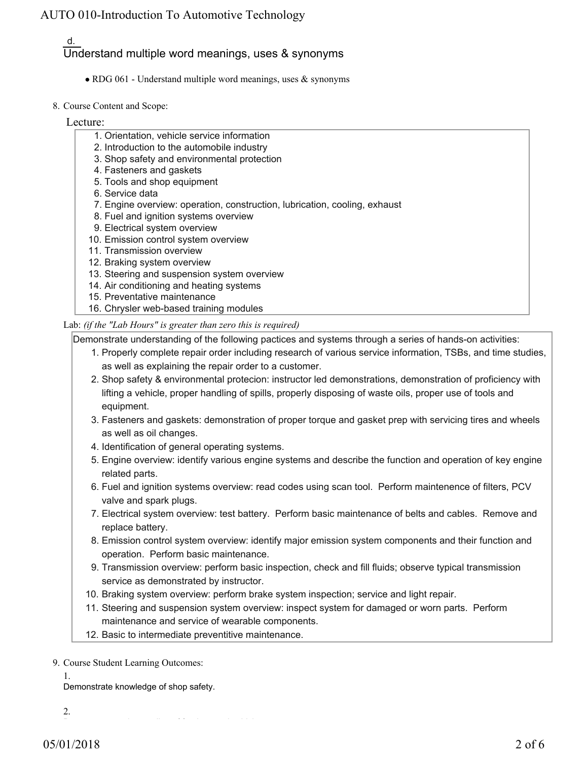d.

Understand multiple word meanings, uses & synonyms

- RDG 061 - Understand multiple word meanings, uses & synonyms

8. Course Content and Scope:

Lecture:

1. Orientation, vehicle service information
2. Introduction to the automobile industry
3. Shop safety and environmental protection
4. Fasteners and gaskets
5. Tools and shop equipment
6. Service data
7. Engine overview: operation, construction, lubrication, cooling, exhaust
8. Fuel and ignition systems overview
9. Electrical system overview
10. Emission control system overview
11. Transmission overview
12. Braking system overview
13. Steering and suspension system overview
14. Air conditioning and heating systems
15. Preventative maintenance
16. Chrysler web-based training modules

Lab: *(if the "Lab Hours" is greater than zero this is required)*

Demonstrate understanding of the following pactices and systems through a series of hands-on activities:

1. Properly complete repair order including research of various service information, TSBs, and time studies, as well as explaining the repair order to a customer.
2. Shop safety & environmental protecion: instructor led demonstrations, demonstration of proficiency with lifting a vehicle, proper handling of spills, properly disposing of waste oils, proper use of tools and equipment.
3. Fasteners and gaskets: demonstration of proper torque and gasket prep with servicing tires and wheels as well as oil changes.
4. Identification of general operating systems.
5. Engine overview: identify various engine systems and describe the function and operation of key engine related parts.
6. Fuel and ignition systems overview: read codes using scan tool. Perform maintenence of filters, PCV valve and spark plugs.
7. Electrical system overview: test battery. Perform basic maintenance of belts and cables. Remove and replace battery.
8. Emission control system overview: identify major emission system components and their function and operation. Perform basic maintenance.
9. Transmission overview: perform basic inspection, check and fill fluids; observe typical transmission service as demonstrated by instructor.
10. Braking system overview: perform brake system inspection; service and light repair.
11. Steering and suspension system overview: inspect system for damaged or worn parts. Perform maintenance and service of wearable components.
12. Basic to intermediate preventitive maintenance.

9. Course Student Learning Outcomes:

1.

Demonstrate knowledge of shop safety.

2.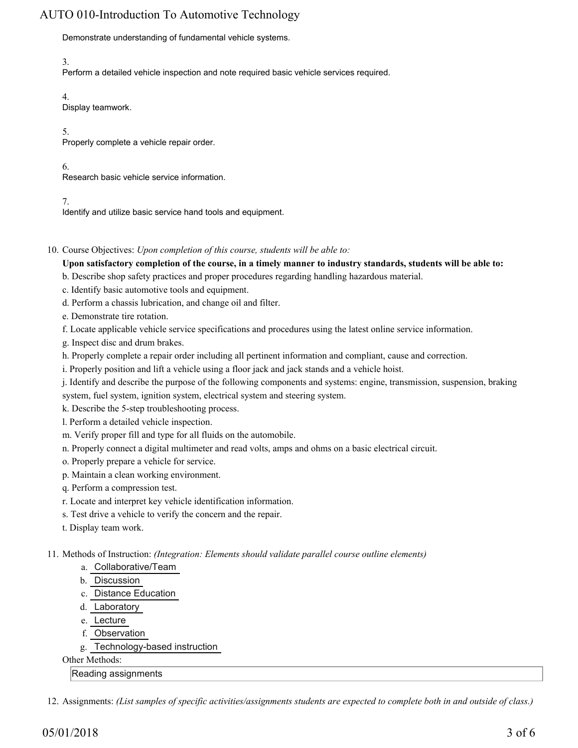Demonstrate understanding of fundamental vehicle systems.

3.
Perform a detailed vehicle inspection and note required basic vehicle services required.

4.
Display teamwork.

5.
Properly complete a vehicle repair order.

6.
Research basic vehicle service information.

7.
Identify and utilize basic service hand tools and equipment.

10. Course Objectives: *Upon completion of this course, students will be able to:*

**Upon satisfactory completion of the course, in a timely manner to industry standards, students will be able to:**

b. Describe shop safety practices and proper procedures regarding handling hazardous material.
c. Identify basic automotive tools and equipment.
d. Perform a chassis lubrication, and change oil and filter.
e. Demonstrate tire rotation.
f. Locate applicable vehicle service specifications and procedures using the latest online service information.
g. Inspect disc and drum brakes.
h. Properly complete a repair order including all pertinent information and compliant, cause and correction.
i. Properly position and lift a vehicle using a floor jack and jack stands and a vehicle hoist.
j. Identify and describe the purpose of the following components and systems: engine, transmission, suspension, braking system, fuel system, ignition system, electrical system and steering system.
k. Describe the 5-step troubleshooting process.
l. Perform a detailed vehicle inspection.
m. Verify proper fill and type for all fluids on the automobile.
n. Properly connect a digital multimeter and read volts, amps and ohms on a basic electrical circuit.
o. Properly prepare a vehicle for service.
p. Maintain a clean working environment.
q. Perform a compression test.
r. Locate and interpret key vehicle identification information.
s. Test drive a vehicle to verify the concern and the repair.
t. Display team work.

11. Methods of Instruction: *(Integration: Elements should validate parallel course outline elements)*

a. Collaborative/Team
b. Discussion
c. Distance Education
d. Laboratory
e. Lecture
f. Observation
g. Technology-based instruction

Other Methods:

Reading assignments

12. Assignments: *(List samples of specific activities/assignments students are expected to complete both in and outside of class.)*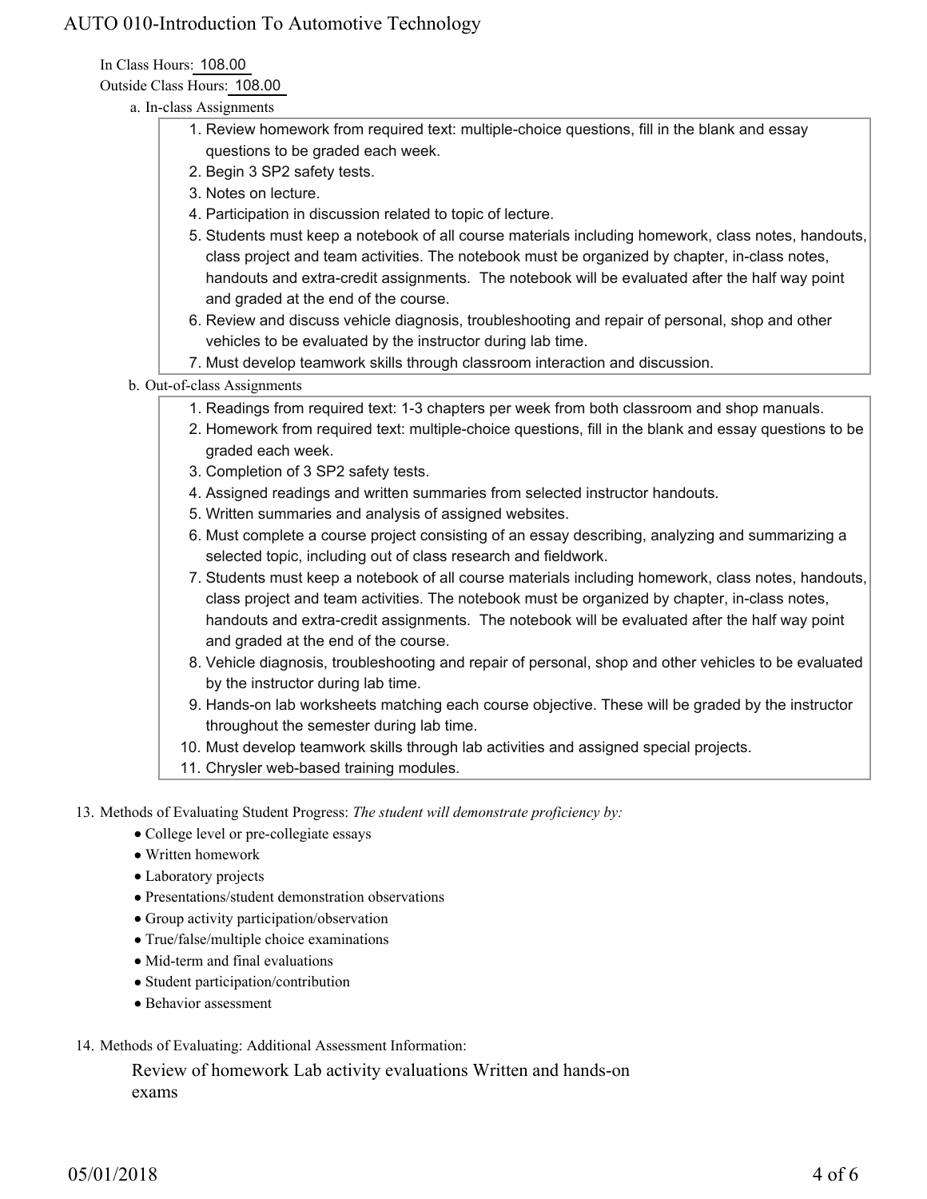In Class Hours: 108.00

Outside Class Hours: 108.00

a. In-class Assignments

1. Review homework from required text: multiple-choice questions, fill in the blank and essay questions to be graded each week.
2. Begin 3 SP2 safety tests.
3. Notes on lecture.
4. Participation in discussion related to topic of lecture.
5. Students must keep a notebook of all course materials including homework, class notes, handouts, class project and team activities. The notebook must be organized by chapter, in-class notes, handouts and extra-credit assignments. The notebook will be evaluated after the half way point and graded at the end of the course.
6. Review and discuss vehicle diagnosis, troubleshooting and repair of personal, shop and other vehicles to be evaluated by the instructor during lab time.
7. Must develop teamwork skills through classroom interaction and discussion.

b. Out-of-class Assignments

1. Readings from required text: 1-3 chapters per week from both classroom and shop manuals.
2. Homework from required text: multiple-choice questions, fill in the blank and essay questions to be graded each week.
3. Completion of 3 SP2 safety tests.
4. Assigned readings and written summaries from selected instructor handouts.
5. Written summaries and analysis of assigned websites.
6. Must complete a course project consisting of an essay describing, analyzing and summarizing a selected topic, including out of class research and fieldwork.
7. Students must keep a notebook of all course materials including homework, class notes, handouts, class project and team activities. The notebook must be organized by chapter, in-class notes, handouts and extra-credit assignments. The notebook will be evaluated after the half way point and graded at the end of the course.
8. Vehicle diagnosis, troubleshooting and repair of personal, shop and other vehicles to be evaluated by the instructor during lab time.
9. Hands-on lab worksheets matching each course objective. These will be graded by the instructor throughout the semester during lab time.
10. Must develop teamwork skills through lab activities and assigned special projects.
11. Chrysler web-based training modules.

13. Methods of Evaluating Student Progress: *The student will demonstrate proficiency by:*

- College level or pre-collegiate essays
- Written homework
- Laboratory projects
- Presentations/student demonstration observations
- Group activity participation/observation
- True/false/multiple choice examinations
- Mid-term and final evaluations
- Student participation/contribution
- Behavior assessment

14. Methods of Evaluating: Additional Assessment Information:

Review of homework Lab activity evaluations Written and hands-on exams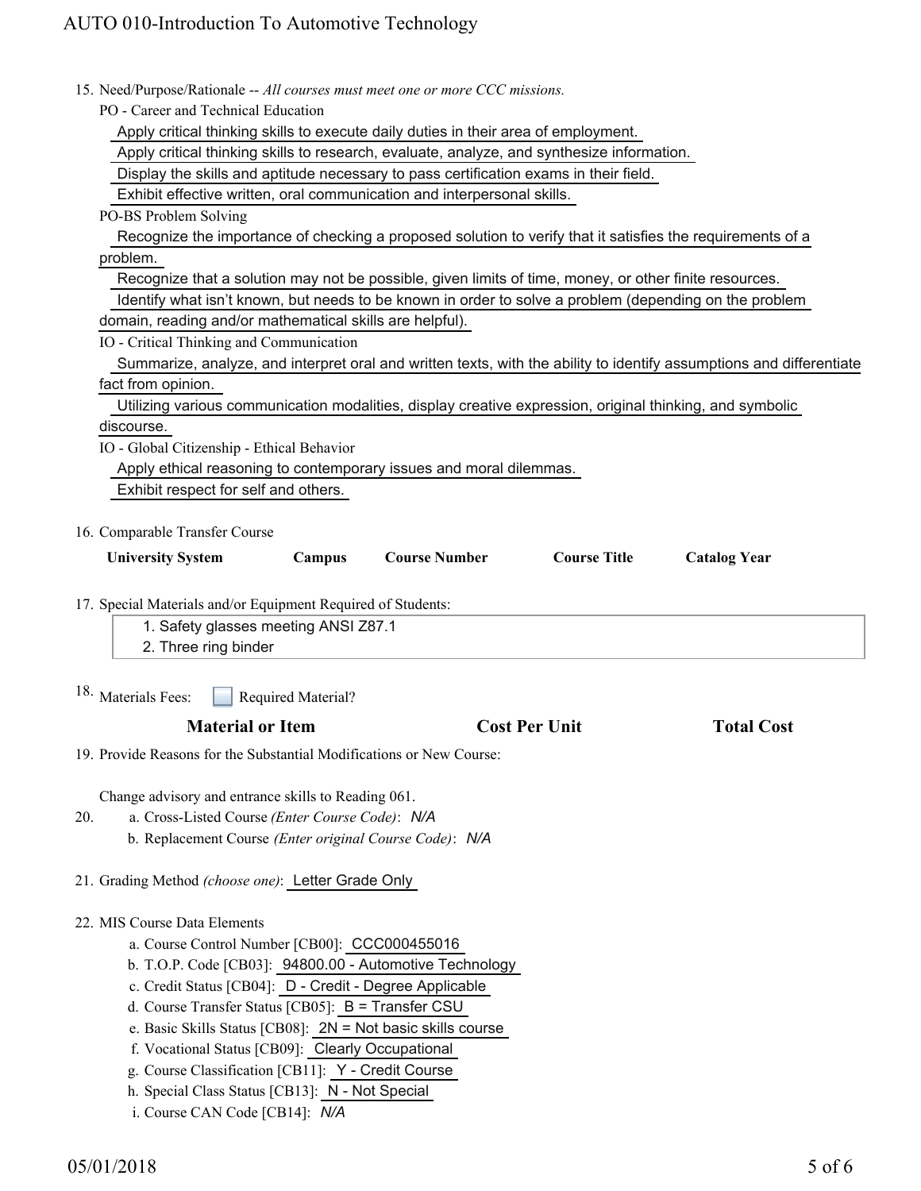15. Need/Purpose/Rationale -- *All courses must meet one or more CCC missions.*

PO - Career and Technical Education

Apply critical thinking skills to execute daily duties in their area of employment.

Apply critical thinking skills to research, evaluate, analyze, and synthesize information.

Display the skills and aptitude necessary to pass certification exams in their field.

Exhibit effective written, oral communication and interpersonal skills.

PO-BS Problem Solving

Recognize the importance of checking a proposed solution to verify that it satisfies the requirements of a problem.

Recognize that a solution may not be possible, given limits of time, money, or other finite resources.

Identify what isn't known, but needs to be known in order to solve a problem (depending on the problem domain, reading and/or mathematical skills are helpful).

IO - Critical Thinking and Communication

Summarize, analyze, and interpret oral and written texts, with the ability to identify assumptions and differentiate fact from opinion.

Utilizing various communication modalities, display creative expression, original thinking, and symbolic discourse.

IO - Global Citizenship - Ethical Behavior

Apply ethical reasoning to contemporary issues and moral dilemmas.

Exhibit respect for self and others.

16. Comparable Transfer Course

| University System | Campus | Course Number | Course Title | Catalog Year |
|---|---|---|---|---|

17. Special Materials and/or Equipment Required of Students:

1. Safety glasses meeting ANSI Z87.1
2. Three ring binder

18. Materials Fees: ☐ Required Material?

| Material or Item | Cost Per Unit | Total Cost |
|---|---|---|

19. Provide Reasons for the Substantial Modifications or New Course:

Change advisory and entrance skills to Reading 061.

20. a. Cross-Listed Course *(Enter Course Code)*: *N/A*

b. Replacement Course *(Enter original Course Code)*: *N/A*

21. Grading Method *(choose one)*: Letter Grade Only

22. MIS Course Data Elements

a. Course Control Number [CB00]: CCC000455016

b. T.O.P. Code [CB03]: 94800.00 - Automotive Technology

c. Credit Status [CB04]: D - Credit - Degree Applicable

d. Course Transfer Status [CB05]: B = Transfer CSU

e. Basic Skills Status [CB08]: 2N = Not basic skills course

f. Vocational Status [CB09]: Clearly Occupational

g. Course Classification [CB11]: Y - Credit Course

h. Special Class Status [CB13]: N - Not Special

i. Course CAN Code [CB14]: *N/A*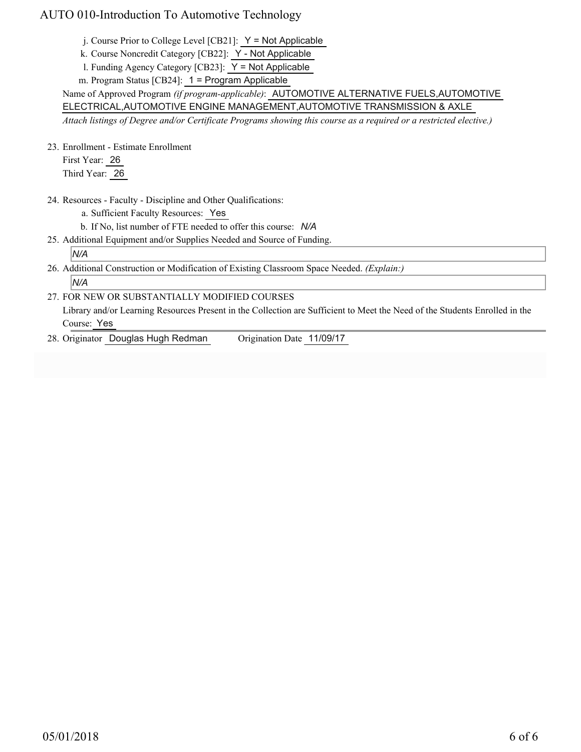j. Course Prior to College Level [CB21]: Y = Not Applicable

k. Course Noncredit Category [CB22]: Y - Not Applicable

l. Funding Agency Category [CB23]: Y = Not Applicable

m. Program Status [CB24]: 1 = Program Applicable

Name of Approved Program *(if program-applicable)*: AUTOMOTIVE ALTERNATIVE FUELS,AUTOMOTIVE ELECTRICAL,AUTOMOTIVE ENGINE MANAGEMENT,AUTOMOTIVE TRANSMISSION & AXLE

*Attach listings of Degree and/or Certificate Programs showing this course as a required or a restricted elective.)*

23. Enrollment - Estimate Enrollment

    First Year: 26

    Third Year: 26

24. Resources - Faculty - Discipline and Other Qualifications:

    a. Sufficient Faculty Resources: Yes

    b. If No, list number of FTE needed to offer this course: *N/A*

25. Additional Equipment and/or Supplies Needed and Source of Funding.

    *N/A*

26. Additional Construction or Modification of Existing Classroom Space Needed. *(Explain:)*

    *N/A*

27. FOR NEW OR SUBSTANTIALLY MODIFIED COURSES

    Library and/or Learning Resources Present in the Collection are Sufficient to Meet the Need of the Students Enrolled in the Course: Yes

28. Originator Douglas Hugh Redman Origination Date 11/09/17